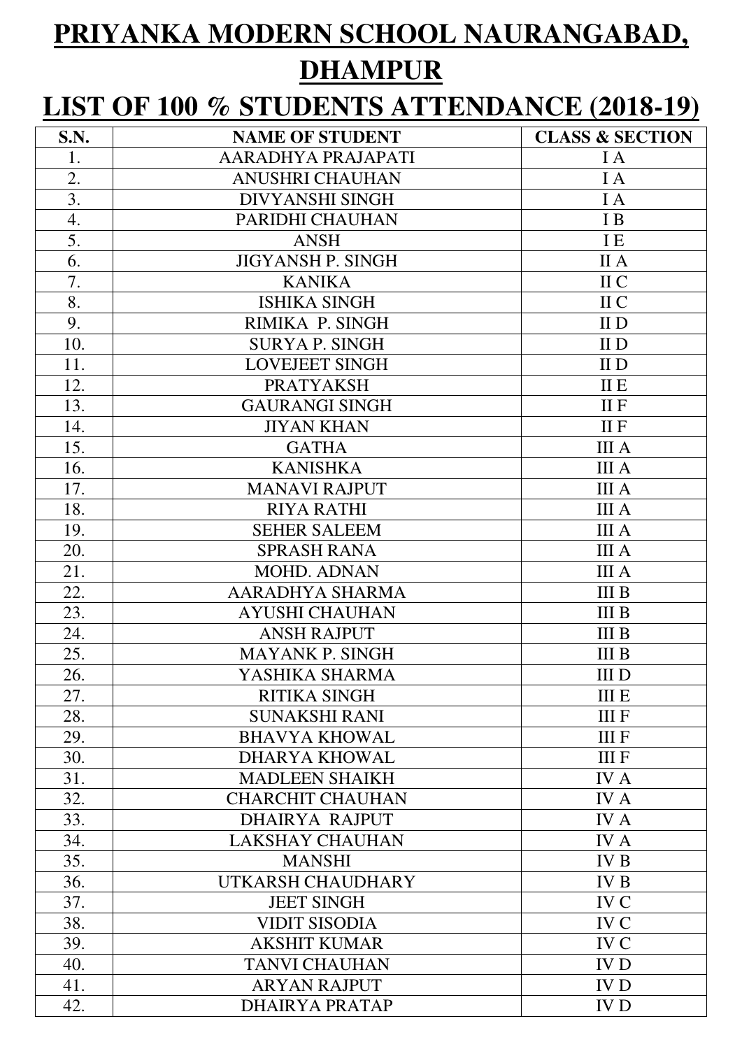# PRIYANKA MODERN SCHOOL NAURANGABAD, DHAMPUR

## LIST OF 100 % STUDENTS ATTENDANCE (2018-19)

| S.N. | NAME OF STUDENT | CLASS & SECTION |
|---|---|---|
| 1. | AARADHYA PRAJAPATI | I A |
| 2. | ANUSHRI CHAUHAN | I A |
| 3. | DIVYANSHI SINGH | I A |
| 4. | PARIDHI CHAUHAN | I B |
| 5. | ANSH | I E |
| 6. | JIGYANSH P. SINGH | II A |
| 7. | KANIKA | II C |
| 8. | ISHIKA SINGH | II C |
| 9. | RIMIKA P. SINGH | II D |
| 10. | SURYA P. SINGH | II D |
| 11. | LOVEJEET SINGH | II D |
| 12. | PRATYAKSH | II E |
| 13. | GAURANGI SINGH | II F |
| 14. | JIYAN KHAN | II F |
| 15. | GATHA | III A |
| 16. | KANISHKA | III A |
| 17. | MANAVI RAJPUT | III A |
| 18. | RIYA RATHI | III A |
| 19. | SEHER SALEEM | III A |
| 20. | SPRASH RANA | III A |
| 21. | MOHD. ADNAN | III A |
| 22. | AARADHYA SHARMA | III B |
| 23. | AYUSHI CHAUHAN | III B |
| 24. | ANSH RAJPUT | III B |
| 25. | MAYANK P. SINGH | III B |
| 26. | YASHIKA SHARMA | III D |
| 27. | RITIKA SINGH | III E |
| 28. | SUNAKSHI RANI | III F |
| 29. | BHAVYA KHOWAL | III F |
| 30. | DHARYA KHOWAL | III F |
| 31. | MADLEEN SHAIKH | IV A |
| 32. | CHARCHIT CHAUHAN | IV A |
| 33. | DHAIRYA RAJPUT | IV A |
| 34. | LAKSHAY CHAUHAN | IV A |
| 35. | MANSHI | IV B |
| 36. | UTKARSH CHAUDHARY | IV B |
| 37. | JEET SINGH | IV C |
| 38. | VIDIT SISODIA | IV C |
| 39. | AKSHIT KUMAR | IV C |
| 40. | TANVI CHAUHAN | IV D |
| 41. | ARYAN RAJPUT | IV D |
| 42. | DHAIRYA PRATAP | IV D |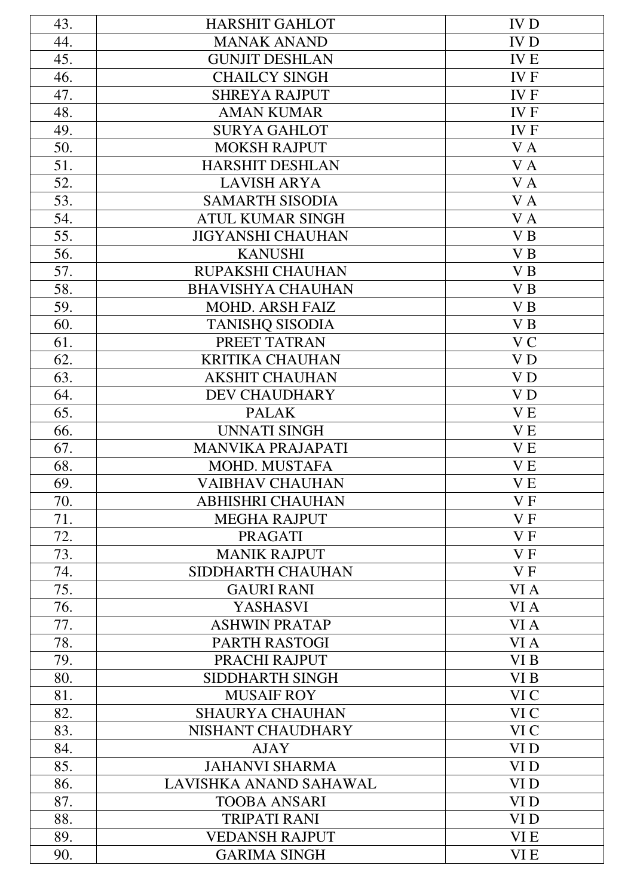| 43. | HARSHIT GAHLOT | IV D |
|---|---|---|
| 44. | MANAK ANAND | IV D |
| 45. | GUNJIT DESHLAN | IV E |
| 46. | CHAILCY SINGH | IV F |
| 47. | SHREYA RAJPUT | IV F |
| 48. | AMAN KUMAR | IV F |
| 49. | SURYA GAHLOT | IV F |
| 50. | MOKSH RAJPUT | V A |
| 51. | HARSHIT DESHLAN | V A |
| 52. | LAVISH ARYA | V A |
| 53. | SAMARTH SISODIA | V A |
| 54. | ATUL KUMAR SINGH | V A |
| 55. | JIGYANSHI CHAUHAN | V B |
| 56. | KANUSHI | V B |
| 57. | RUPAKSHI CHAUHAN | V B |
| 58. | BHAVISHYA CHAUHAN | V B |
| 59. | MOHD. ARSH FAIZ | V B |
| 60. | TANISHQ SISODIA | V B |
| 61. | PREET TATRAN | V C |
| 62. | KRITIKA CHAUHAN | V D |
| 63. | AKSHIT CHAUHAN | V D |
| 64. | DEV CHAUDHARY | V D |
| 65. | PALAK | V E |
| 66. | UNNATI SINGH | V E |
| 67. | MANVIKA PRAJAPATI | V E |
| 68. | MOHD. MUSTAFA | V E |
| 69. | VAIBHAV CHAUHAN | V E |
| 70. | ABHISHRI CHAUHAN | V F |
| 71. | MEGHA RAJPUT | V F |
| 72. | PRAGATI | V F |
| 73. | MANIK RAJPUT | V F |
| 74. | SIDDHARTH CHAUHAN | V F |
| 75. | GAURI RANI | VI A |
| 76. | YASHASVI | VI A |
| 77. | ASHWIN PRATAP | VI A |
| 78. | PARTH RASTOGI | VI A |
| 79. | PRACHI RAJPUT | VI B |
| 80. | SIDDHARTH SINGH | VI B |
| 81. | MUSAIF ROY | VI C |
| 82. | SHAURYA CHAUHAN | VI C |
| 83. | NISHANT CHAUDHARY | VI C |
| 84. | AJAY | VI D |
| 85. | JAHANVI SHARMA | VI D |
| 86. | LAVISHKA ANAND SAHAWAL | VI D |
| 87. | TOOBA ANSARI | VI D |
| 88. | TRIPATI RANI | VI D |
| 89. | VEDANSH RAJPUT | VI E |
| 90. | GARIMA SINGH | VI E |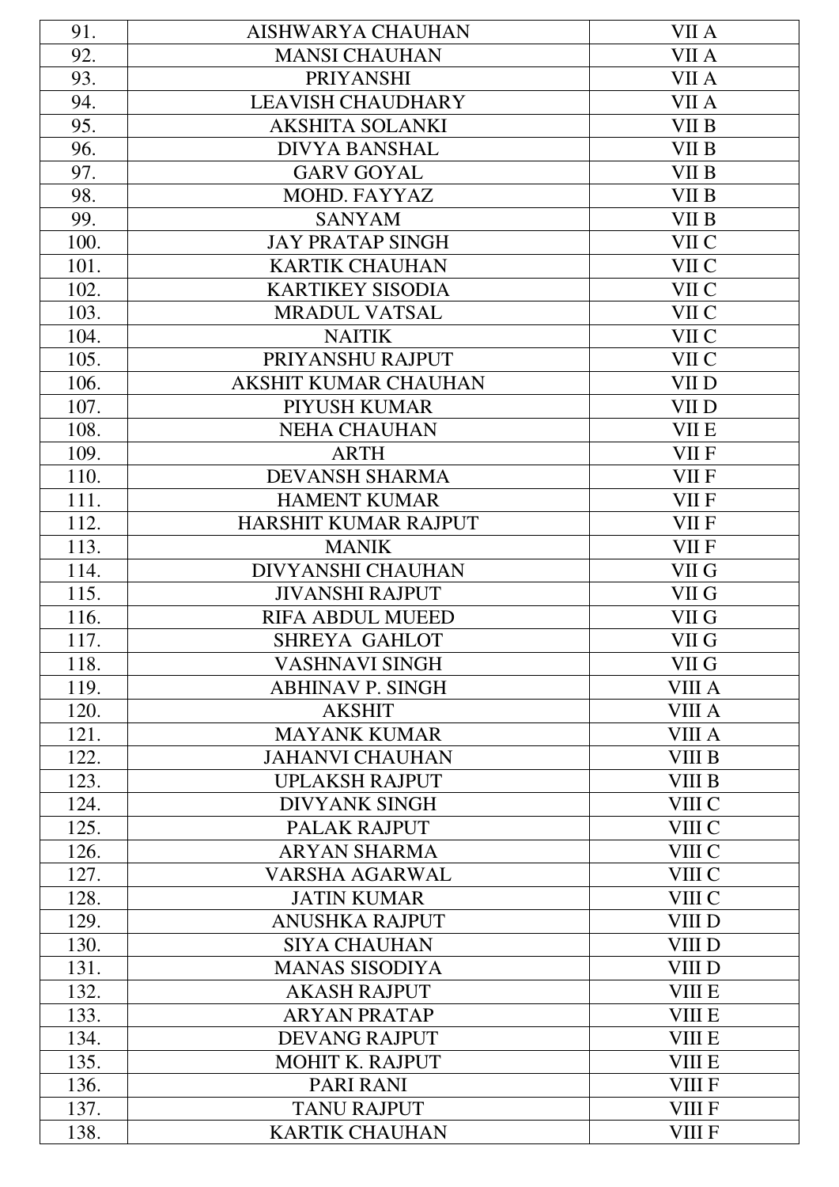| 91. | AISHWARYA CHAUHAN | VII A |
|---|---|---|
| 92. | MANSI CHAUHAN | VII A |
| 93. | PRIYANSHI | VII A |
| 94. | LEAVISH CHAUDHARY | VII A |
| 95. | AKSHITA SOLANKI | VII B |
| 96. | DIVYA BANSHAL | VII B |
| 97. | GARV GOYAL | VII B |
| 98. | MOHD. FAYYAZ | VII B |
| 99. | SANYAM | VII B |
| 100. | JAY PRATAP SINGH | VII C |
| 101. | KARTIK CHAUHAN | VII C |
| 102. | KARTIKEY SISODIA | VII C |
| 103. | MRADUL VATSAL | VII C |
| 104. | NAITIK | VII C |
| 105. | PRIYANSHU RAJPUT | VII C |
| 106. | AKSHIT KUMAR CHAUHAN | VII D |
| 107. | PIYUSH KUMAR | VII D |
| 108. | NEHA CHAUHAN | VII E |
| 109. | ARTH | VII F |
| 110. | DEVANSH SHARMA | VII F |
| 111. | HAMENT KUMAR | VII F |
| 112. | HARSHIT KUMAR RAJPUT | VII F |
| 113. | MANIK | VII F |
| 114. | DIVYANSHI CHAUHAN | VII G |
| 115. | JIVANSHI RAJPUT | VII G |
| 116. | RIFA ABDUL MUEED | VII G |
| 117. | SHREYA GAHLOT | VII G |
| 118. | VASHNAVI SINGH | VII G |
| 119. | ABHINAV P. SINGH | VIII A |
| 120. | AKSHIT | VIII A |
| 121. | MAYANK KUMAR | VIII A |
| 122. | JAHANVI CHAUHAN | VIII B |
| 123. | UPLAKSH RAJPUT | VIII B |
| 124. | DIVYANK SINGH | VIII C |
| 125. | PALAK RAJPUT | VIII C |
| 126. | ARYAN SHARMA | VIII C |
| 127. | VARSHA AGARWAL | VIII C |
| 128. | JATIN KUMAR | VIII C |
| 129. | ANUSHKA RAJPUT | VIII D |
| 130. | SIYA CHAUHAN | VIII D |
| 131. | MANAS SISODIYA | VIII D |
| 132. | AKASH RAJPUT | VIII E |
| 133. | ARYAN PRATAP | VIII E |
| 134. | DEVANG RAJPUT | VIII E |
| 135. | MOHIT K. RAJPUT | VIII E |
| 136. | PARI RANI | VIII F |
| 137. | TANU RAJPUT | VIII F |
| 138. | KARTIK CHAUHAN | VIII F |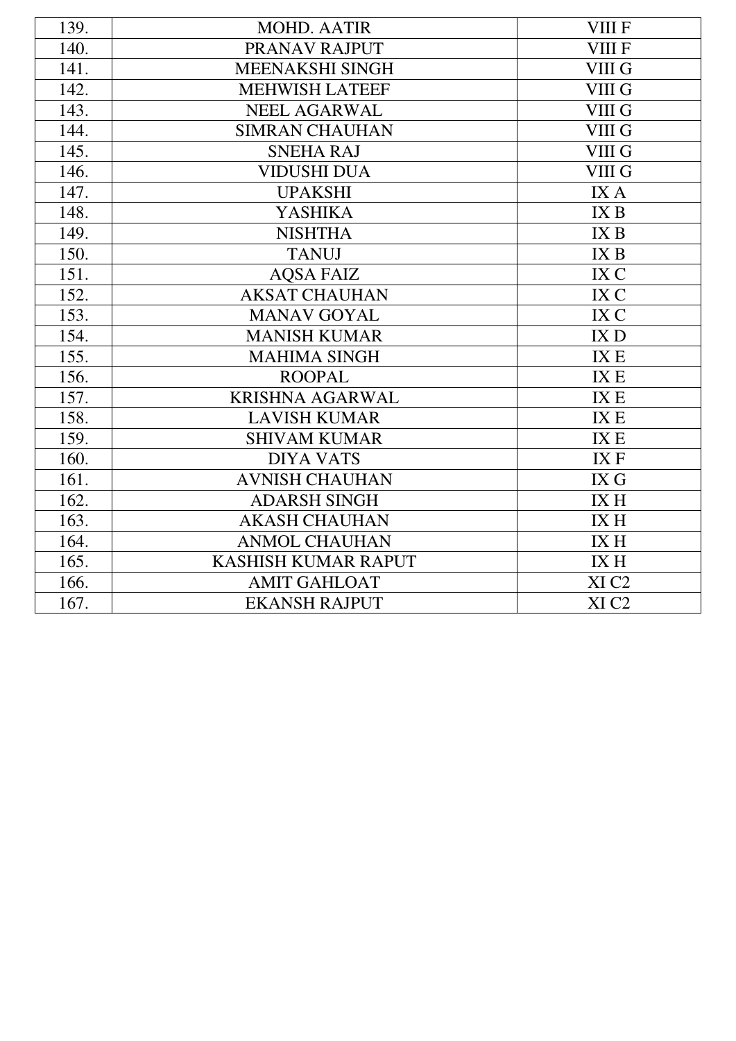| | | |
|---|---|---|
| 139. | MOHD. AATIR | VIII F |
| 140. | PRANAV RAJPUT | VIII F |
| 141. | MEENAKSHI SINGH | VIII G |
| 142. | MEHWISH LATEEF | VIII G |
| 143. | NEEL AGARWAL | VIII G |
| 144. | SIMRAN CHAUHAN | VIII G |
| 145. | SNEHA RAJ | VIII G |
| 146. | VIDUSHI DUA | VIII G |
| 147. | UPAKSHI | IX A |
| 148. | YASHIKA | IX B |
| 149. | NISHTHA | IX B |
| 150. | TANUJ | IX B |
| 151. | AQSA FAIZ | IX C |
| 152. | AKSAT CHAUHAN | IX C |
| 153. | MANAV GOYAL | IX C |
| 154. | MANISH KUMAR | IX D |
| 155. | MAHIMA SINGH | IX E |
| 156. | ROOPAL | IX E |
| 157. | KRISHNA AGARWAL | IX E |
| 158. | LAVISH KUMAR | IX E |
| 159. | SHIVAM KUMAR | IX E |
| 160. | DIYA VATS | IX F |
| 161. | AVNISH CHAUHAN | IX G |
| 162. | ADARSH SINGH | IX H |
| 163. | AKASH CHAUHAN | IX H |
| 164. | ANMOL CHAUHAN | IX H |
| 165. | KASHISH KUMAR RAPUT | IX H |
| 166. | AMIT GAHLOAT | XI C2 |
| 167. | EKANSH RAJPUT | XI C2 |